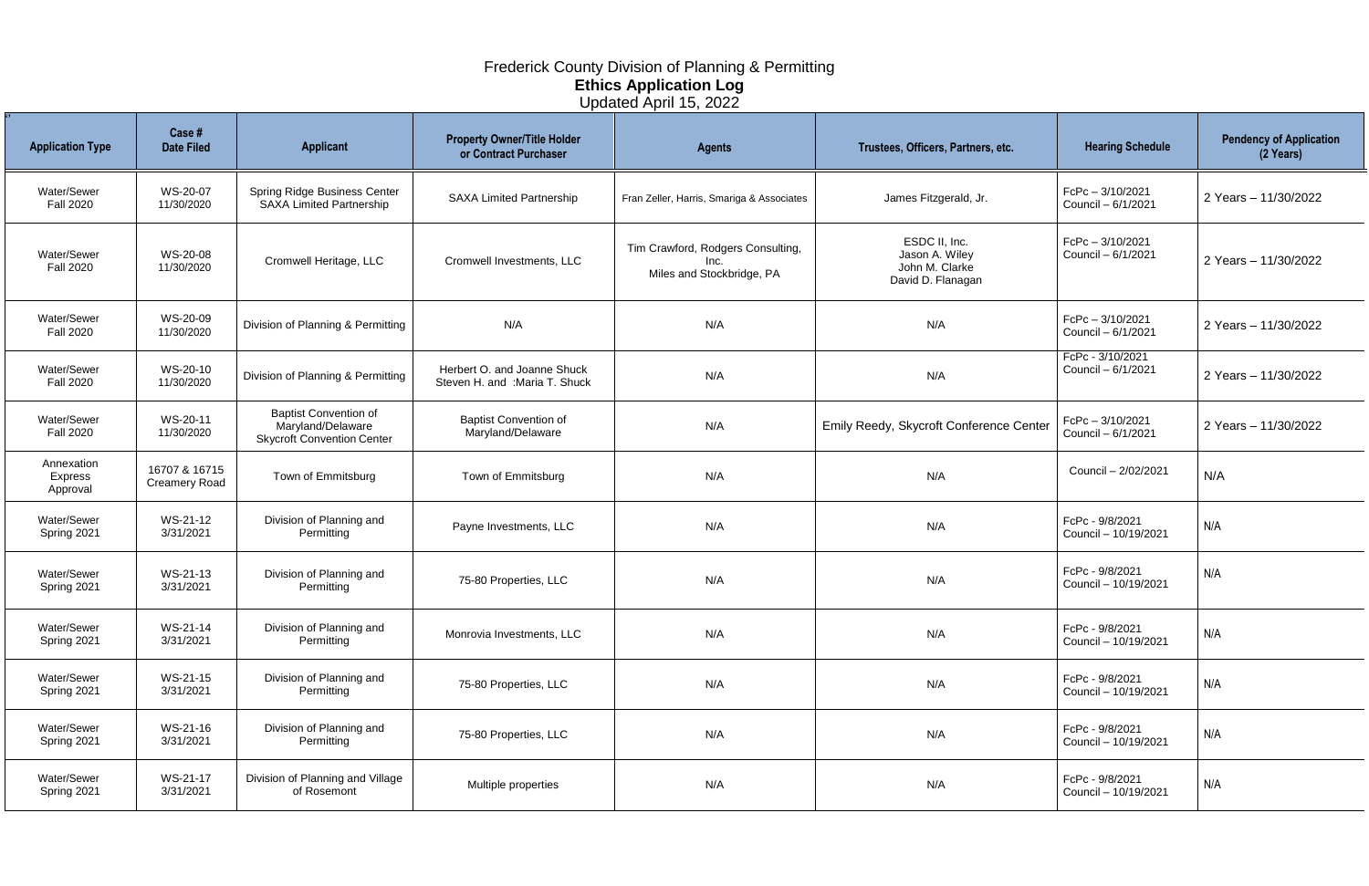# Frederick County Division of Planning & Permitting

## Ethics Application Log

Updated April 15, 2022

| Application Type | Case # Date Filed | Applicant | Property Owner/Title Holder or Contract Purchaser | Agents | Trustees, Officers, Partners, etc. | Hearing Schedule | Pendency of Application (2 Years) |
|---|---|---|---|---|---|---|---|
| Water/Sewer Fall 2020 | WS-20-07 11/30/2020 | Spring Ridge Business Center SAXA Limited Partnership | SAXA Limited Partnership | Fran Zeller, Harris, Smariga & Associates | James Fitzgerald, Jr. | FcPc – 3/10/2021 Council – 6/1/2021 | 2 Years – 11/30/2022 |
| Water/Sewer Fall 2020 | WS-20-08 11/30/2020 | Cromwell Heritage, LLC | Cromwell Investments, LLC | Tim Crawford, Rodgers Consulting, Inc. Miles and Stockbridge, PA | ESDC II, Inc. Jason A. Wiley John M. Clarke David D. Flanagan | FcPc – 3/10/2021 Council – 6/1/2021 | 2 Years – 11/30/2022 |
| Water/Sewer Fall 2020 | WS-20-09 11/30/2020 | Division of Planning & Permitting | N/A | N/A | N/A | FcPc – 3/10/2021 Council – 6/1/2021 | 2 Years – 11/30/2022 |
| Water/Sewer Fall 2020 | WS-20-10 11/30/2020 | Division of Planning & Permitting | Herbert O. and Joanne Shuck Steven H. and :Maria T. Shuck | N/A | N/A | FcPc - 3/10/2021 Council – 6/1/2021 | 2 Years – 11/30/2022 |
| Water/Sewer Fall 2020 | WS-20-11 11/30/2020 | Baptist Convention of Maryland/Delaware Skycroft Convention Center | Baptist Convention of Maryland/Delaware | N/A | Emily Reedy, Skycroft Conference Center | FcPc – 3/10/2021 Council – 6/1/2021 | 2 Years – 11/30/2022 |
| Annexation Express Approval | 16707 & 16715 Creamery Road | Town of Emmitsburg | Town of Emmitsburg | N/A | N/A | Council – 2/02/2021 | N/A |
| Water/Sewer Spring 2021 | WS-21-12 3/31/2021 | Division of Planning and Permitting | Payne Investments, LLC | N/A | N/A | FcPc - 9/8/2021 Council – 10/19/2021 | N/A |
| Water/Sewer Spring 2021 | WS-21-13 3/31/2021 | Division of Planning and Permitting | 75-80 Properties, LLC | N/A | N/A | FcPc - 9/8/2021 Council – 10/19/2021 | N/A |
| Water/Sewer Spring 2021 | WS-21-14 3/31/2021 | Division of Planning and Permitting | Monrovia Investments, LLC | N/A | N/A | FcPc - 9/8/2021 Council – 10/19/2021 | N/A |
| Water/Sewer Spring 2021 | WS-21-15 3/31/2021 | Division of Planning and Permitting | 75-80 Properties, LLC | N/A | N/A | FcPc - 9/8/2021 Council – 10/19/2021 | N/A |
| Water/Sewer Spring 2021 | WS-21-16 3/31/2021 | Division of Planning and Permitting | 75-80 Properties, LLC | N/A | N/A | FcPc - 9/8/2021 Council – 10/19/2021 | N/A |
| Water/Sewer Spring 2021 | WS-21-17 3/31/2021 | Division of Planning and Village of Rosemont | Multiple properties | N/A | N/A | FcPc - 9/8/2021 Council – 10/19/2021 | N/A |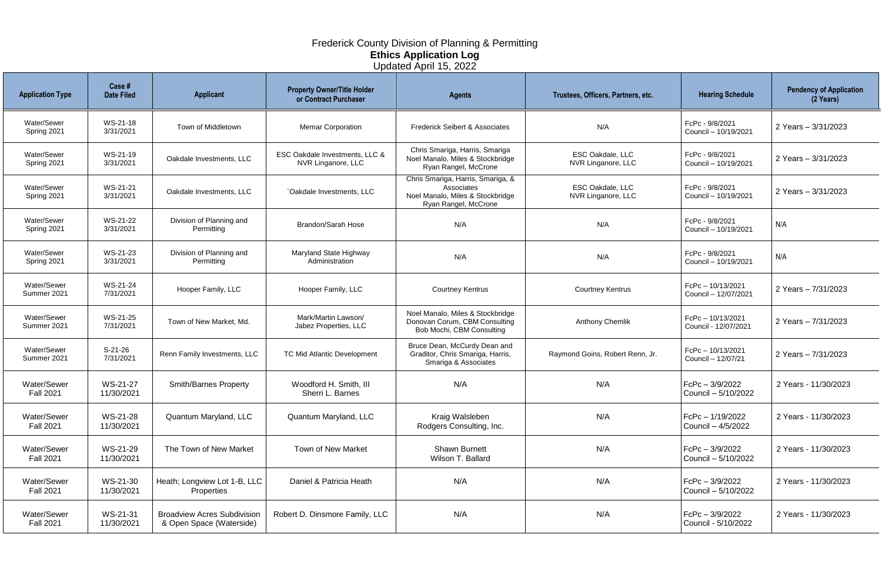# Frederick County Division of Planning & Permitting

## Ethics Application Log

Updated April 15, 2022

| Application Type | Case # Date Filed | Applicant | Property Owner/Title Holder or Contract Purchaser | Agents | Trustees, Officers, Partners, etc. | Hearing Schedule | Pendency of Application (2 Years) |
|---|---|---|---|---|---|---|---|
| Water/Sewer Spring 2021 | WS-21-18 3/31/2021 | Town of Middletown | Memar Corporation | Frederick Seibert & Associates | N/A | FcPc - 9/8/2021 Council – 10/19/2021 | 2 Years – 3/31/2023 |
| Water/Sewer Spring 2021 | WS-21-19 3/31/2021 | Oakdale Investments, LLC | ESC Oakdale Investments, LLC & NVR Linganore, LLC | Chris Smariga, Harris, Smariga Noel Manalo, Miles & Stockbridge Ryan Rangel, McCrone | ESC Oakdale, LLC NVR Linganore, LLC | FcPc - 9/8/2021 Council – 10/19/2021 | 2 Years – 3/31/2023 |
| Water/Sewer Spring 2021 | WS-21-21 3/31/2021 | Oakdale Investments, LLC | `Oakdale Investments, LLC | Chris Smariga, Harris, Smariga, & Associates Noel Manalo, Miles & Stockbridge Ryan Rangel, McCrone | ESC Oakdale, LLC NVR Linganore, LLC | FcPc - 9/8/2021 Council – 10/19/2021 | 2 Years – 3/31/2023 |
| Water/Sewer Spring 2021 | WS-21-22 3/31/2021 | Division of Planning and Permitting | Brandon/Sarah Hose | N/A | N/A | FcPc - 9/8/2021 Council – 10/19/2021 | N/A |
| Water/Sewer Spring 2021 | WS-21-23 3/31/2021 | Division of Planning and Permitting | Maryland State Highway Administration | N/A | N/A | FcPc - 9/8/2021 Council – 10/19/2021 | N/A |
| Water/Sewer Summer 2021 | WS-21-24 7/31/2021 | Hooper Family, LLC | Hooper Family, LLC | Courtney Kentrus | Courtney Kentrus | FcPc – 10/13/2021 Council – 12/07/2021 | 2 Years – 7/31/2023 |
| Water/Sewer Summer 2021 | WS-21-25 7/31/2021 | Town of New Market, Md. | Mark/Martin Lawson/ Jabez Properties, LLC | Noel Manalo, Miles & Stockbridge Donovan Corum, CBM Consulting Bob Mochi, CBM Consulting | Anthony Chemlik | FcPc – 10/13/2021 Council - 12/07/2021 | 2 Years – 7/31/2023 |
| Water/Sewer Summer 2021 | S-21-26 7/31/2021 | Renn Family Investments, LLC | TC Mid Atlantic Development | Bruce Dean, McCurdy Dean and Graditor, Chris Smariga, Harris, Smariga & Associates | Raymond Goins, Robert Renn, Jr. | FcPc – 10/13/2021 Council – 12/07/21 | 2 Years – 7/31/2023 |
| Water/Sewer Fall 2021 | WS-21-27 11/30/2021 | Smith/Barnes Property | Woodford H. Smith, III Sherri L. Barnes | N/A | N/A | FcPc – 3/9/2022 Council – 5/10/2022 | 2 Years - 11/30/2023 |
| Water/Sewer Fall 2021 | WS-21-28 11/30/2021 | Quantum Maryland, LLC | Quantum Maryland, LLC | Kraig Walsleben Rodgers Consulting, Inc. | N/A | FcPc – 1/19/2022 Council – 4/5/2022 | 2 Years - 11/30/2023 |
| Water/Sewer Fall 2021 | WS-21-29 11/30/2021 | The Town of New Market | Town of New Market | Shawn Burnett Wilson T. Ballard | N/A | FcPc – 3/9/2022 Council – 5/10/2022 | 2 Years - 11/30/2023 |
| Water/Sewer Fall 2021 | WS-21-30 11/30/2021 | Heath; Longview Lot 1-B, LLC Properties | Daniel & Patricia Heath | N/A | N/A | FcPc – 3/9/2022 Council – 5/10/2022 | 2 Years - 11/30/2023 |
| Water/Sewer Fall 2021 | WS-21-31 11/30/2021 | Broadview Acres Subdivision & Open Space (Waterside) | Robert D. Dinsmore Family, LLC | N/A | N/A | FcPc – 3/9/2022 Council - 5/10/2022 | 2 Years - 11/30/2023 |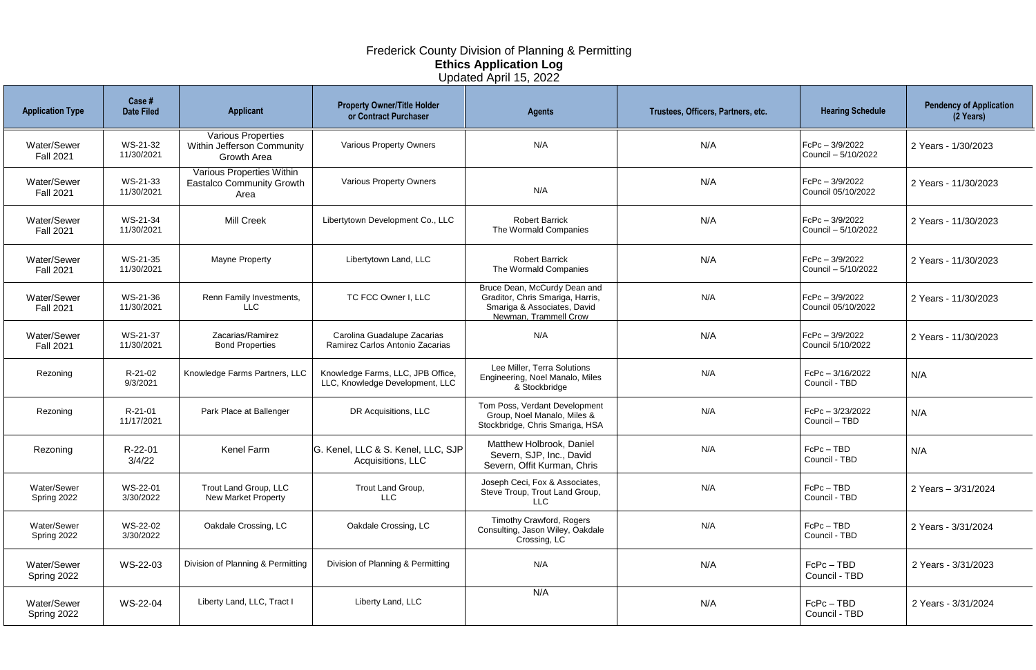# Frederick County Division of Planning & Permitting

## Ethics Application Log

Updated April 15, 2022

| Application Type | Case # Date Filed | Applicant | Property Owner/Title Holder or Contract Purchaser | Agents | Trustees, Officers, Partners, etc. | Hearing Schedule | Pendency of Application (2 Years) |
|---|---|---|---|---|---|---|---|
| Water/Sewer Fall 2021 | WS-21-32 11/30/2021 | Various Properties Within Jefferson Community Growth Area | Various Property Owners | N/A | N/A | FcPc – 3/9/2022 Council – 5/10/2022 | 2 Years - 1/30/2023 |
| Water/Sewer Fall 2021 | WS-21-33 11/30/2021 | Various Properties Within Eastalco Community Growth Area | Various Property Owners | N/A | N/A | FcPc – 3/9/2022 Council 05/10/2022 | 2 Years - 11/30/2023 |
| Water/Sewer Fall 2021 | WS-21-34 11/30/2021 | Mill Creek | Libertytown Development Co., LLC | Robert Barrick The Wormald Companies | N/A | FcPc – 3/9/2022 Council – 5/10/2022 | 2 Years - 11/30/2023 |
| Water/Sewer Fall 2021 | WS-21-35 11/30/2021 | Mayne Property | Libertytown Land, LLC | Robert Barrick The Wormald Companies | N/A | FcPc – 3/9/2022 Council – 5/10/2022 | 2 Years - 11/30/2023 |
| Water/Sewer Fall 2021 | WS-21-36 11/30/2021 | Renn Family Investments, LLC | TC FCC Owner I, LLC | Bruce Dean, McCurdy Dean and Graditor, Chris Smariga, Harris, Smariga & Associates, David Newman, Trammell Crow | N/A | FcPc – 3/9/2022 Council 05/10/2022 | 2 Years - 11/30/2023 |
| Water/Sewer Fall 2021 | WS-21-37 11/30/2021 | Zacarias/Ramirez Bond Properties | Carolina Guadalupe Zacarias Ramirez Carlos Antonio Zacarias | N/A | N/A | FcPc – 3/9/2022 Council 5/10/2022 | 2 Years - 11/30/2023 |
| Rezoning | R-21-02 9/3/2021 | Knowledge Farms Partners, LLC | Knowledge Farms, LLC, JPB Office, LLC, Knowledge Development, LLC | Lee Miller, Terra Solutions Engineering, Noel Manalo, Miles & Stockbridge | N/A | FcPc – 3/16/2022 Council - TBD | N/A |
| Rezoning | R-21-01 11/17/2021 | Park Place at Ballenger | DR Acquisitions, LLC | Tom Poss, Verdant Development Group, Noel Manalo, Miles & Stockbridge, Chris Smariga, HSA | N/A | FcPc – 3/23/2022 Council – TBD | N/A |
| Rezoning | R-22-01 3/4/22 | Kenel Farm | G. Kenel, LLC & S. Kenel, LLC, SJP Acquisitions, LLC | Matthew Holbrook, Daniel Severn, SJP, Inc., David Severn, Offit Kurman, Chris | N/A | FcPc – TBD Council - TBD | N/A |
| Water/Sewer Spring 2022 | WS-22-01 3/30/2022 | Trout Land Group, LLC New Market Property | Trout Land Group, LLC | Joseph Ceci, Fox & Associates, Steve Troup, Trout Land Group, LLC | N/A | FcPc – TBD Council - TBD | 2 Years – 3/31/2024 |
| Water/Sewer Spring 2022 | WS-22-02 3/30/2022 | Oakdale Crossing, LC | Oakdale Crossing, LC | Timothy Crawford, Rogers Consulting, Jason Wiley, Oakdale Crossing, LC | N/A | FcPc – TBD Council - TBD | 2 Years - 3/31/2024 |
| Water/Sewer Spring 2022 | WS-22-03 | Division of Planning & Permitting | Division of Planning & Permitting | N/A | N/A | FcPc – TBD Council - TBD | 2 Years - 3/31/2023 |
| Water/Sewer Spring 2022 | WS-22-04 | Liberty Land, LLC, Tract I | Liberty Land, LLC | N/A | N/A | FcPc – TBD Council - TBD | 2 Years - 3/31/2024 |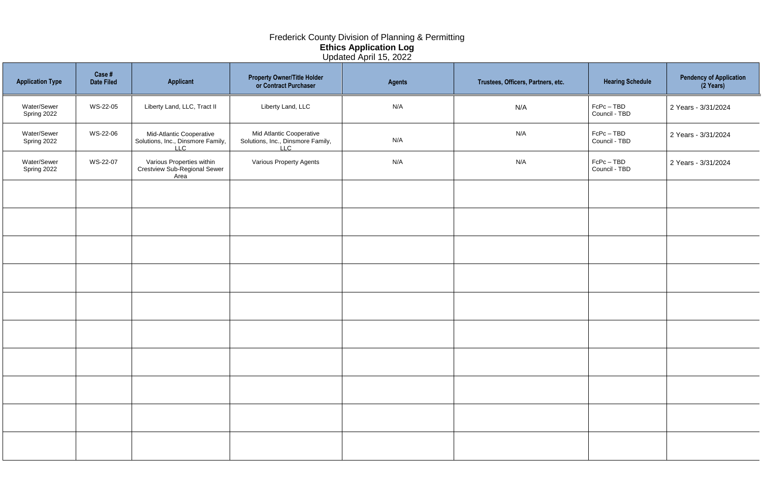# Frederick County Division of Planning & Permitting

## Ethics Application Log

Updated April 15, 2022

| Application Type | Case # Date Filed | Applicant | Property Owner/Title Holder or Contract Purchaser | Agents | Trustees, Officers, Partners, etc. | Hearing Schedule | Pendency of Application (2 Years) |
|---|---|---|---|---|---|---|---|
| Water/Sewer Spring 2022 | WS-22-05 | Liberty Land, LLC, Tract II | Liberty Land, LLC | N/A | N/A | FcPc – TBD Council - TBD | 2 Years - 3/31/2024 |
| Water/Sewer Spring 2022 | WS-22-06 | Mid-Atlantic Cooperative Solutions, Inc., Dinsmore Family, LLC | Mid Atlantic Cooperative Solutions, Inc., Dinsmore Family, LLC | N/A | N/A | FcPc – TBD Council - TBD | 2 Years - 3/31/2024 |
| Water/Sewer Spring 2022 | WS-22-07 | Various Properties within Crestview Sub-Regional Sewer Area | Various Property Agents | N/A | N/A | FcPc – TBD Council - TBD | 2 Years - 3/31/2024 |
| | | | | | | | |
| | | | | | | | |
| | | | | | | | |
| | | | | | | | |
| | | | | | | | |
| | | | | | | | |
| | | | | | | | |
| | | | | | | | |
| | | | | | | | |
| | | | | | | | |